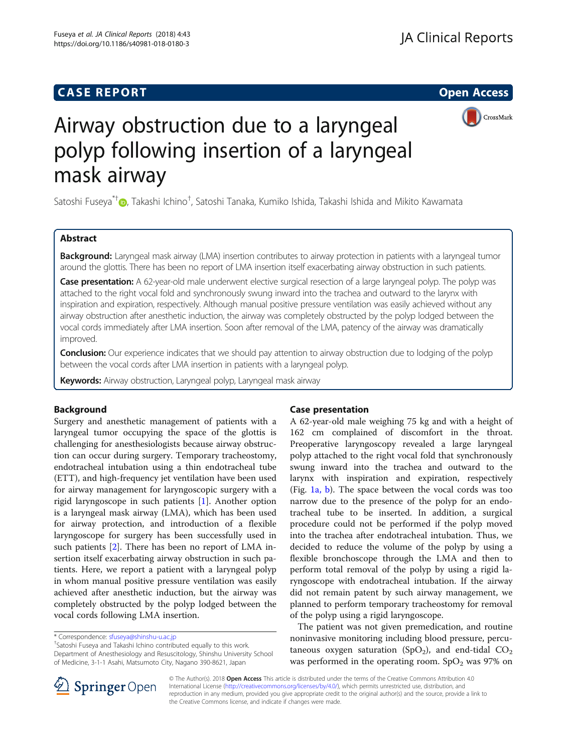**CASE REPORT** **Open Access**

# Airway obstruction due to a laryngeal polyp following insertion of a laryngeal mask airway

Satoshi Fuseya[*†], Takashi Ichino[†], Satoshi Tanaka, Kumiko Ishida, Takashi Ishida and Mikito Kawamata

## Abstract

**Background:** Laryngeal mask airway (LMA) insertion contributes to airway protection in patients with a laryngeal tumor around the glottis. There has been no report of LMA insertion itself exacerbating airway obstruction in such patients.

**Case presentation:** A 62-year-old male underwent elective surgical resection of a large laryngeal polyp. The polyp was attached to the right vocal fold and synchronously swung inward into the trachea and outward to the larynx with inspiration and expiration, respectively. Although manual positive pressure ventilation was easily achieved without any airway obstruction after anesthetic induction, the airway was completely obstructed by the polyp lodged between the vocal cords immediately after LMA insertion. Soon after removal of the LMA, patency of the airway was dramatically improved.

**Conclusion:** Our experience indicates that we should pay attention to airway obstruction due to lodging of the polyp between the vocal cords after LMA insertion in patients with a laryngeal polyp.

**Keywords:** Airway obstruction, Laryngeal polyp, Laryngeal mask airway

## Background

Surgery and anesthetic management of patients with a laryngeal tumor occupying the space of the glottis is challenging for anesthesiologists because airway obstruction can occur during surgery. Temporary tracheostomy, endotracheal intubation using a thin endotracheal tube (ETT), and high-frequency jet ventilation have been used for airway management for laryngoscopic surgery with a rigid laryngoscope in such patients [1]. Another option is a laryngeal mask airway (LMA), which has been used for airway protection, and introduction of a flexible laryngoscope for surgery has been successfully used in such patients [2]. There has been no report of LMA insertion itself exacerbating airway obstruction in such patients. Here, we report a patient with a laryngeal polyp in whom manual positive pressure ventilation was easily achieved after anesthetic induction, but the airway was completely obstructed by the polyp lodged between the vocal cords following LMA insertion.

## Case presentation

A 62-year-old male weighing 75 kg and with a height of 162 cm complained of discomfort in the throat. Preoperative laryngoscopy revealed a large laryngeal polyp attached to the right vocal fold that synchronously swung inward into the trachea and outward to the larynx with inspiration and expiration, respectively (Fig. 1a, b). The space between the vocal cords was too narrow due to the presence of the polyp for an endotracheal tube to be inserted. In addition, a surgical procedure could not be performed if the polyp moved into the trachea after endotracheal intubation. Thus, we decided to reduce the volume of the polyp by using a flexible bronchoscope through the LMA and then to perform total removal of the polyp by using a rigid laryngoscope with endotracheal intubation. If the airway did not remain patent by such airway management, we planned to perform temporary tracheostomy for removal of the polyp using a rigid laryngoscope.

The patient was not given premedication, and routine noninvasive monitoring including blood pressure, percutaneous oxygen saturation ($SpO_2$), and end-tidal $CO_2$ was performed in the operating room. $SpO_2$ was 97% on

\* Correspondence: sfuseya@shinshu-u.ac.jp
[†]Satoshi Fuseya and Takashi Ichino contributed equally to this work.
Department of Anesthesiology and Resuscitology, Shinshu University School of Medicine, 3-1-1 Asahi, Matsumoto City, Nagano 390-8621, Japan

© The Author(s). 2018 **Open Access** This article is distributed under the terms of the Creative Commons Attribution 4.0 International License (http://creativecommons.org/licenses/by/4.0/), which permits unrestricted use, distribution, and reproduction in any medium, provided you give appropriate credit to the original author(s) and the source, provide a link to the Creative Commons license, and indicate if changes were made.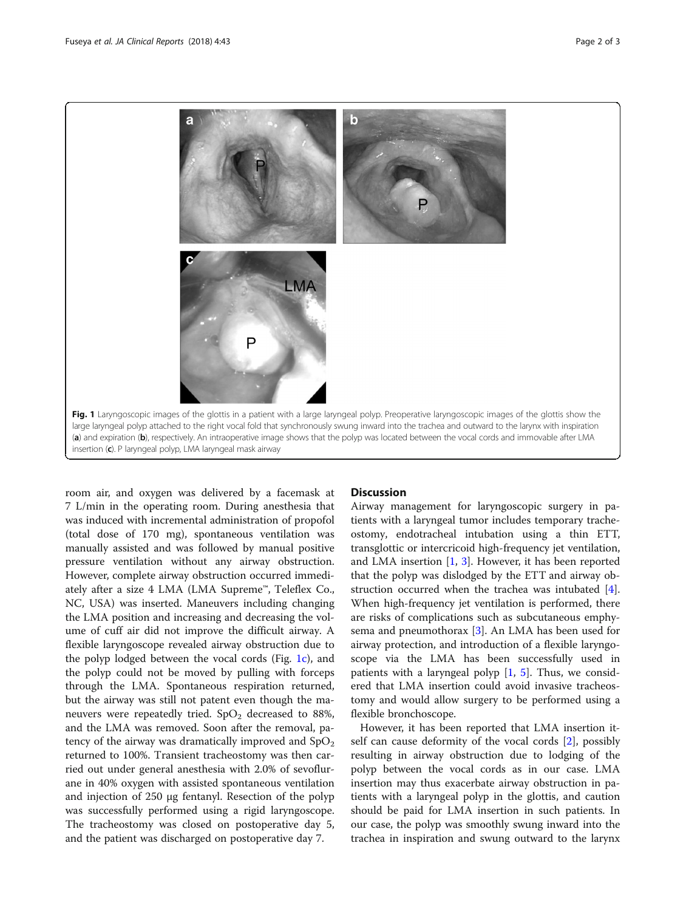Fig. 1 Laryngoscopic images of the glottis in a patient with a large laryngeal polyp. Preoperative laryngoscopic images of the glottis show the large laryngeal polyp attached to the right vocal fold that synchronously swung inward into the trachea and outward to the larynx with inspiration (a) and expiration (b), respectively. An intraoperative image shows that the polyp was located between the vocal cords and immovable after LMA insertion (c). P laryngeal polyp, LMA laryngeal mask airway

room air, and oxygen was delivered by a facemask at 7 L/min in the operating room. During anesthesia that was induced with incremental administration of propofol (total dose of 170 mg), spontaneous ventilation was manually assisted and was followed by manual positive pressure ventilation without any airway obstruction. However, complete airway obstruction occurred immediately after a size 4 LMA (LMA Supreme™, Teleflex Co., NC, USA) was inserted. Maneuvers including changing the LMA position and increasing and decreasing the volume of cuff air did not improve the difficult airway. A flexible laryngoscope revealed airway obstruction due to the polyp lodged between the vocal cords (Fig. 1c), and the polyp could not be moved by pulling with forceps through the LMA. Spontaneous respiration returned, but the airway was still not patent even though the maneuvers were repeatedly tried. $SpO_2$ decreased to 88%, and the LMA was removed. Soon after the removal, patency of the airway was dramatically improved and $SpO_2$ returned to 100%. Transient tracheostomy was then carried out under general anesthesia with 2.0% of sevoflurane in 40% oxygen with assisted spontaneous ventilation and injection of 250 μg fentanyl. Resection of the polyp was successfully performed using a rigid laryngoscope. The tracheostomy was closed on postoperative day 5, and the patient was discharged on postoperative day 7.

## Discussion

Airway management for laryngoscopic surgery in patients with a laryngeal tumor includes temporary tracheostomy, endotracheal intubation using a thin ETT, transglottic or intercricoid high-frequency jet ventilation, and LMA insertion [1, 3]. However, it has been reported that the polyp was dislodged by the ETT and airway obstruction occurred when the trachea was intubated [4]. When high-frequency jet ventilation is performed, there are risks of complications such as subcutaneous emphysema and pneumothorax [3]. An LMA has been used for airway protection, and introduction of a flexible laryngoscope via the LMA has been successfully used in patients with a laryngeal polyp [1, 5]. Thus, we considered that LMA insertion could avoid invasive tracheostomy and would allow surgery to be performed using a flexible bronchoscope.

However, it has been reported that LMA insertion itself can cause deformity of the vocal cords [2], possibly resulting in airway obstruction due to lodging of the polyp between the vocal cords as in our case. LMA insertion may thus exacerbate airway obstruction in patients with a laryngeal polyp in the glottis, and caution should be paid for LMA insertion in such patients. In our case, the polyp was smoothly swung inward into the trachea in inspiration and swung outward to the larynx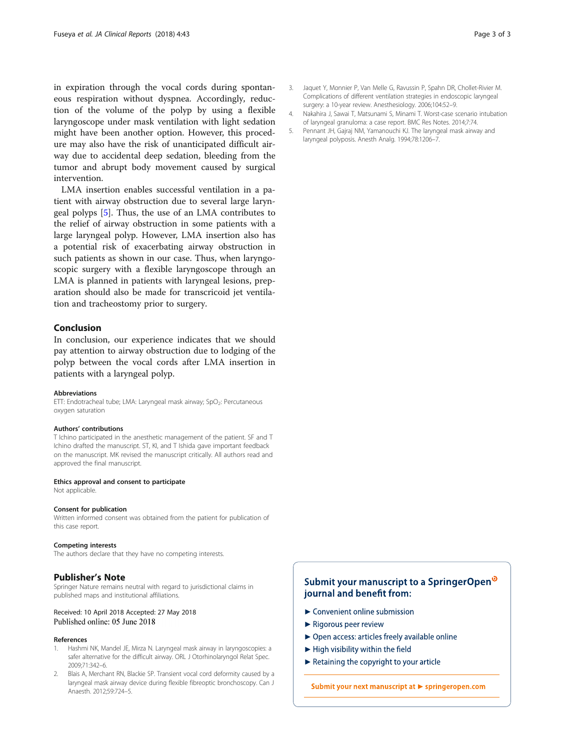in expiration through the vocal cords during spontaneous respiration without dyspnea. Accordingly, reduction of the volume of the polyp by using a flexible laryngoscope under mask ventilation with light sedation might have been another option. However, this procedure may also have the risk of unanticipated difficult airway due to accidental deep sedation, bleeding from the tumor and abrupt body movement caused by surgical intervention.

LMA insertion enables successful ventilation in a patient with airway obstruction due to several large laryngeal polyps [5]. Thus, the use of an LMA contributes to the relief of airway obstruction in some patients with a large laryngeal polyp. However, LMA insertion also has a potential risk of exacerbating airway obstruction in such patients as shown in our case. Thus, when laryngoscopic surgery with a flexible laryngoscope through an LMA is planned in patients with laryngeal lesions, preparation should also be made for transcricoid jet ventilation and tracheostomy prior to surgery.

## Conclusion

In conclusion, our experience indicates that we should pay attention to airway obstruction due to lodging of the polyp between the vocal cords after LMA insertion in patients with a laryngeal polyp.

#### Abbreviations

ETT: Endotracheal tube; LMA: Laryngeal mask airway; $SpO_2$: Percutaneous oxygen saturation

#### Authors' contributions

T Ichino participated in the anesthetic management of the patient. SF and T Ichino drafted the manuscript. ST, KI, and T Ishida gave important feedback on the manuscript. MK revised the manuscript critically. All authors read and approved the final manuscript.

#### Ethics approval and consent to participate

Not applicable.

#### Consent for publication

Written informed consent was obtained from the patient for publication of this case report.

#### Competing interests

The authors declare that they have no competing interests.

## Publisher's Note

Springer Nature remains neutral with regard to jurisdictional claims in published maps and institutional affiliations.

Received: 10 April 2018 Accepted: 27 May 2018
Published online: 05 June 2018

#### References

1. Hashmi NK, Mandel JE, Mirza N. Laryngeal mask airway in laryngoscopies: a safer alternative for the difficult airway. ORL J Otorhinolaryngol Relat Spec. 2009;71:342–6.
2. Blais A, Merchant RN, Blackie SP. Transient vocal cord deformity caused by a laryngeal mask airway device during flexible fibreoptic bronchoscopy. Can J Anaesth. 2012;59:724–5.
3. Jaquet Y, Monnier P, Van Melle G, Ravussin P, Spahn DR, Chollet-Rivier M. Complications of different ventilation strategies in endoscopic laryngeal surgery: a 10-year review. Anesthesiology. 2006;104:52–9.
4. Nakahira J, Sawai T, Matsunami S, Minami T. Worst-case scenario intubation of laryngeal granuloma: a case report. BMC Res Notes. 2014;7:74.
5. Pennant JH, Gajraj NM, Yamanouchi KJ. The laryngeal mask airway and laryngeal polyposis. Anesth Analg. 1994;78:1206–7.

**Submit your manuscript to a SpringerOpen journal and benefit from:**

- ► Convenient online submission
- ► Rigorous peer review
- ► Open access: articles freely available online
- ► High visibility within the field
- ► Retaining the copyright to your article

**Submit your next manuscript at ► springeropen.com**